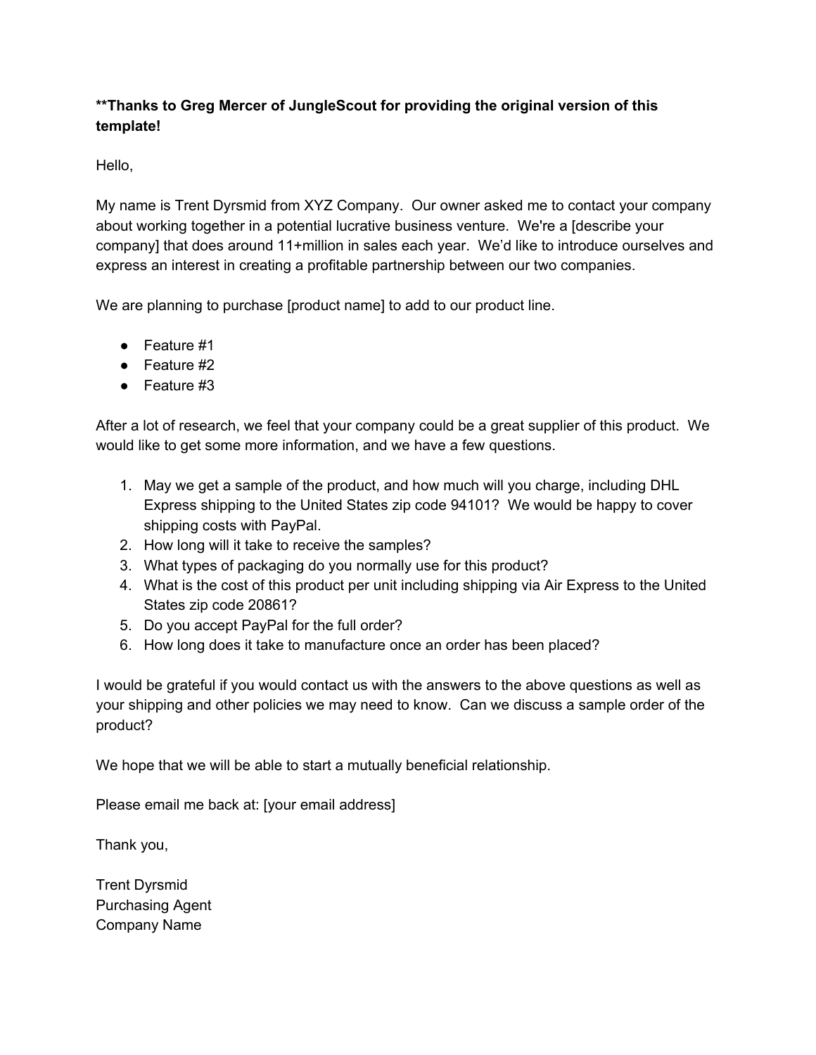**Thanks to Greg Mercer of JungleScout for providing the original version of this template!**

Hello,

My name is Trent Dyrsmid from XYZ Company. Our owner asked me to contact your company about working together in a potential lucrative business venture. We're a [describe your company] that does around 11+million in sales each year. We'd like to introduce ourselves and express an interest in creating a profitable partnership between our two companies.

We are planning to purchase [product name] to add to our product line.

- Feature #1
- Feature #2
- Feature #3

After a lot of research, we feel that your company could be a great supplier of this product. We would like to get some more information, and we have a few questions.

1. May we get a sample of the product, and how much will you charge, including DHL Express shipping to the United States zip code 94101? We would be happy to cover shipping costs with PayPal.
2. How long will it take to receive the samples?
3. What types of packaging do you normally use for this product?
4. What is the cost of this product per unit including shipping via Air Express to the United States zip code 20861?
5. Do you accept PayPal for the full order?
6. How long does it take to manufacture once an order has been placed?

I would be grateful if you would contact us with the answers to the above questions as well as your shipping and other policies we may need to know. Can we discuss a sample order of the product?

We hope that we will be able to start a mutually beneficial relationship.

Please email me back at: [your email address]

Thank you,

Trent Dyrsmid
Purchasing Agent
Company Name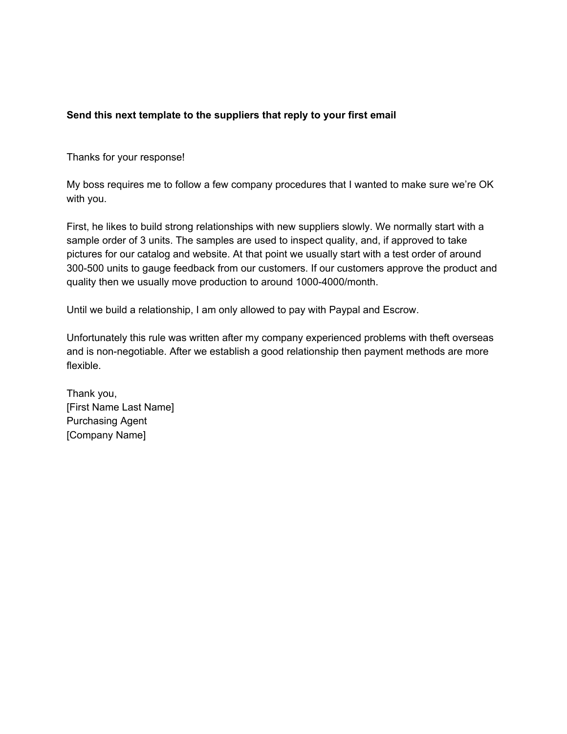**Send this next template to the suppliers that reply to your first email**

Thanks for your response!

My boss requires me to follow a few company procedures that I wanted to make sure we're OK with you.

First, he likes to build strong relationships with new suppliers slowly. We normally start with a sample order of 3 units. The samples are used to inspect quality, and, if approved to take pictures for our catalog and website. At that point we usually start with a test order of around 300-500 units to gauge feedback from our customers. If our customers approve the product and quality then we usually move production to around 1000-4000/month.

Until we build a relationship, I am only allowed to pay with Paypal and Escrow.

Unfortunately this rule was written after my company experienced problems with theft overseas and is non-negotiable. After we establish a good relationship then payment methods are more flexible.

Thank you,
[First Name Last Name]
Purchasing Agent
[Company Name]